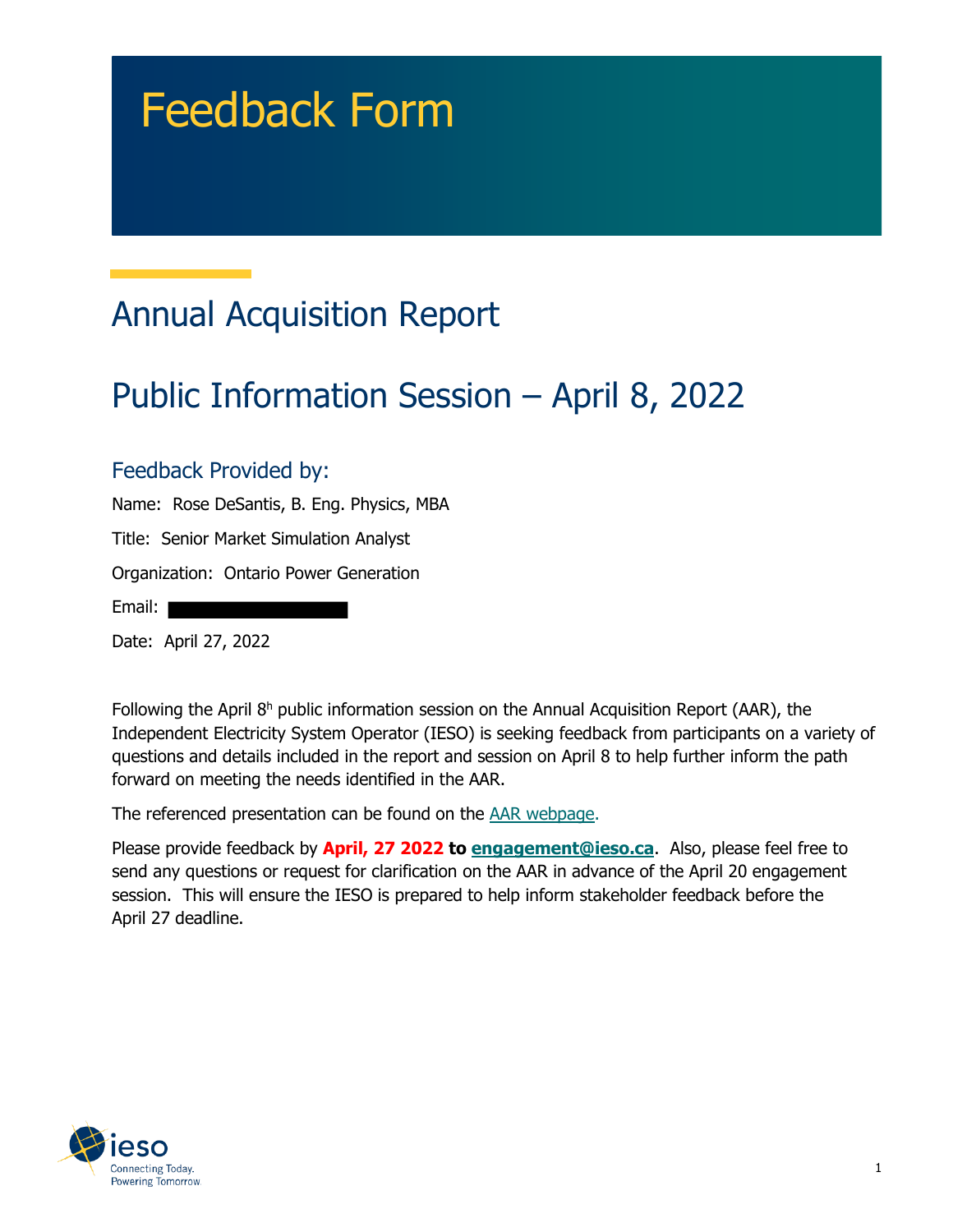# Feedback Form

## Annual Acquisition Report

## Public Information Session – April 8, 2022

### Feedback Provided by:

Name: Rose DeSantis, B. Eng. Physics, MBA

Title: Senior Market Simulation Analyst

Organization: Ontario Power Generation

Email: 

Date: April 27, 2022

Following the April 8h public information session on the Annual Acquisition Report (AAR), the Independent Electricity System Operator (IESO) is seeking feedback from participants on a variety of questions and details included in the report and session on April 8 to help further inform the path forward on meeting the needs identified in the AAR.

The referenced presentation can be found on the AAR webpage.

Please provide feedback by **April, 27 2022** **to** **engagement@ieso.ca**. Also, please feel free to send any questions or request for clarification on the AAR in advance of the April 20 engagement session. This will ensure the IESO is prepared to help inform stakeholder feedback before the April 27 deadline.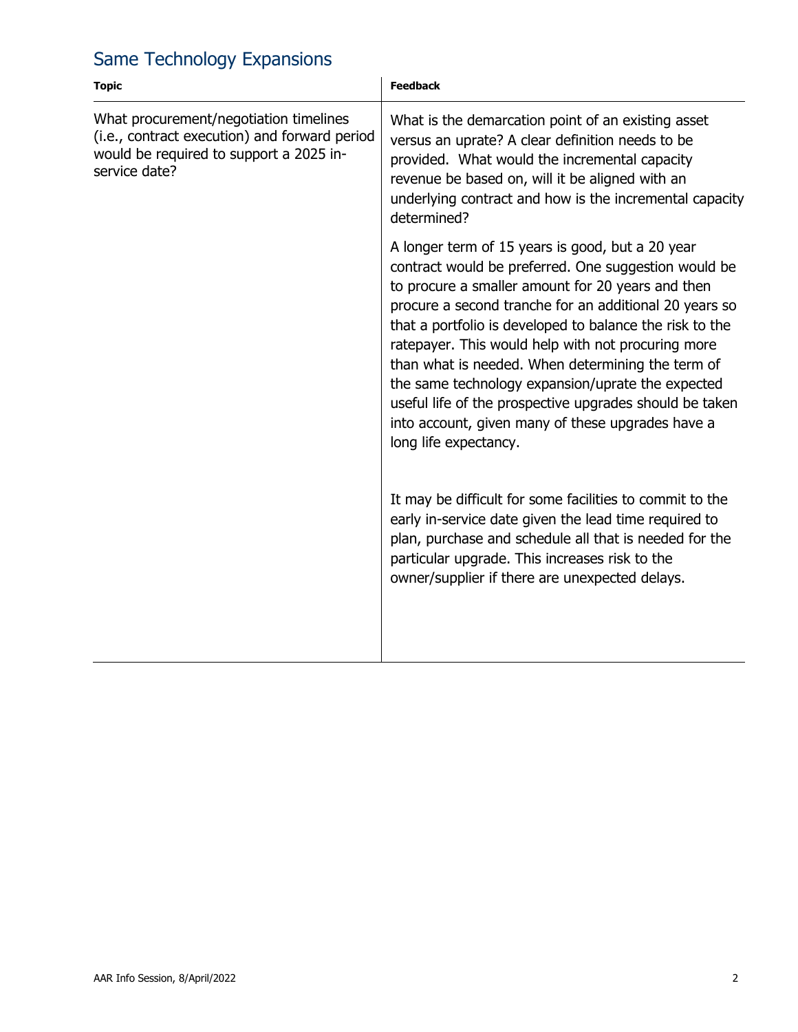## Same Technology Expansions

| Topic | Feedback |
| --- | --- |
| What procurement/negotiation timelines (i.e., contract execution) and forward period would be required to support a 2025 in-service date? | What is the demarcation point of an existing asset versus an uprate? A clear definition needs to be provided. What would the incremental capacity revenue be based on, will it be aligned with an underlying contract and how is the incremental capacity determined?<br><br>A longer term of 15 years is good, but a 20 year contract would be preferred. One suggestion would be to procure a smaller amount for 20 years and then procure a second tranche for an additional 20 years so that a portfolio is developed to balance the risk to the ratepayer. This would help with not procuring more than what is needed. When determining the term of the same technology expansion/uprate the expected useful life of the prospective upgrades should be taken into account, given many of these upgrades have a long life expectancy.<br><br>It may be difficult for some facilities to commit to the early in-service date given the lead time required to plan, purchase and schedule all that is needed for the particular upgrade. This increases risk to the owner/supplier if there are unexpected delays. |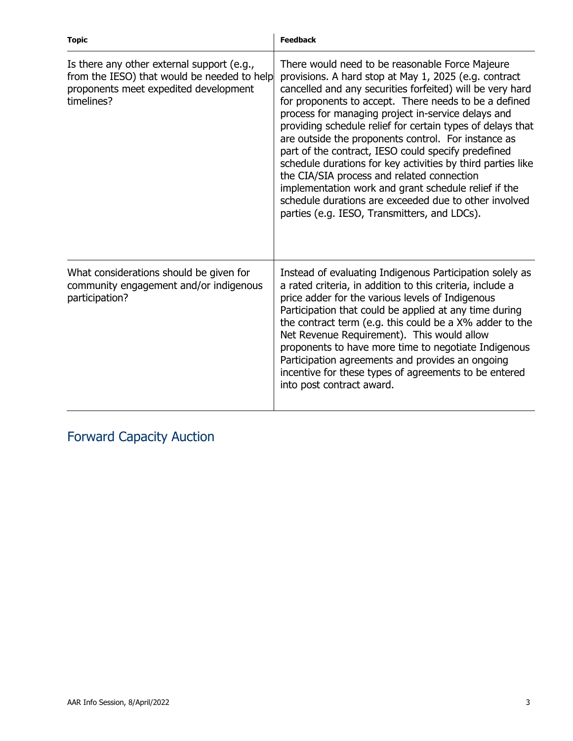| Topic | Feedback |
| --- | --- |
| Is there any other external support (e.g., from the IESO) that would be needed to help proponents meet expedited development timelines? | There would need to be reasonable Force Majeure provisions. A hard stop at May 1, 2025 (e.g. contract cancelled and any securities forfeited) will be very hard for proponents to accept. There needs to be a defined process for managing project in-service delays and providing schedule relief for certain types of delays that are outside the proponents control. For instance as part of the contract, IESO could specify predefined schedule durations for key activities by third parties like the CIA/SIA process and related connection implementation work and grant schedule relief if the schedule durations are exceeded due to other involved parties (e.g. IESO, Transmitters, and LDCs). |
| What considerations should be given for community engagement and/or indigenous participation? | Instead of evaluating Indigenous Participation solely as a rated criteria, in addition to this criteria, include a price adder for the various levels of Indigenous Participation that could be applied at any time during the contract term (e.g. this could be a X% adder to the Net Revenue Requirement). This would allow proponents to have more time to negotiate Indigenous Participation agreements and provides an ongoing incentive for these types of agreements to be entered into post contract award. |

## Forward Capacity Auction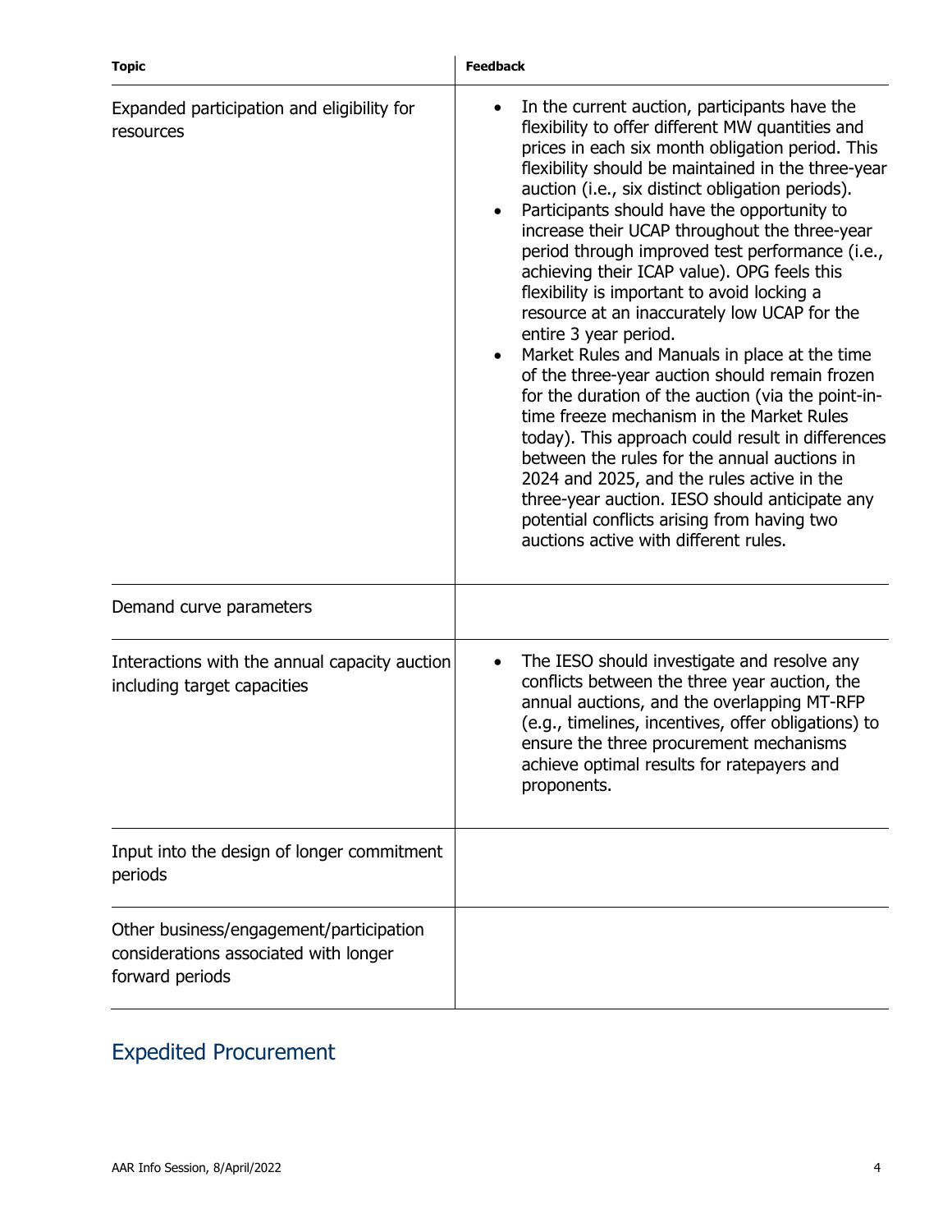| Topic | Feedback |
|---|---|
| Expanded participation and eligibility for resources | • In the current auction, participants have the flexibility to offer different MW quantities and prices in each six month obligation period. This flexibility should be maintained in the three-year auction (i.e., six distinct obligation periods).<br>• Participants should have the opportunity to increase their UCAP throughout the three-year period through improved test performance (i.e., achieving their ICAP value). OPG feels this flexibility is important to avoid locking a resource at an inaccurately low UCAP for the entire 3 year period.<br>• Market Rules and Manuals in place at the time of the three-year auction should remain frozen for the duration of the auction (via the point-in-time freeze mechanism in the Market Rules today). This approach could result in differences between the rules for the annual auctions in 2024 and 2025, and the rules active in the three-year auction. IESO should anticipate any potential conflicts arising from having two auctions active with different rules. |
| Demand curve parameters | |
| Interactions with the annual capacity auction including target capacities | • The IESO should investigate and resolve any conflicts between the three year auction, the annual auctions, and the overlapping MT-RFP (e.g., timelines, incentives, offer obligations) to ensure the three procurement mechanisms achieve optimal results for ratepayers and proponents. |
| Input into the design of longer commitment periods | |
| Other business/engagement/participation considerations associated with longer forward periods | |

## Expedited Procurement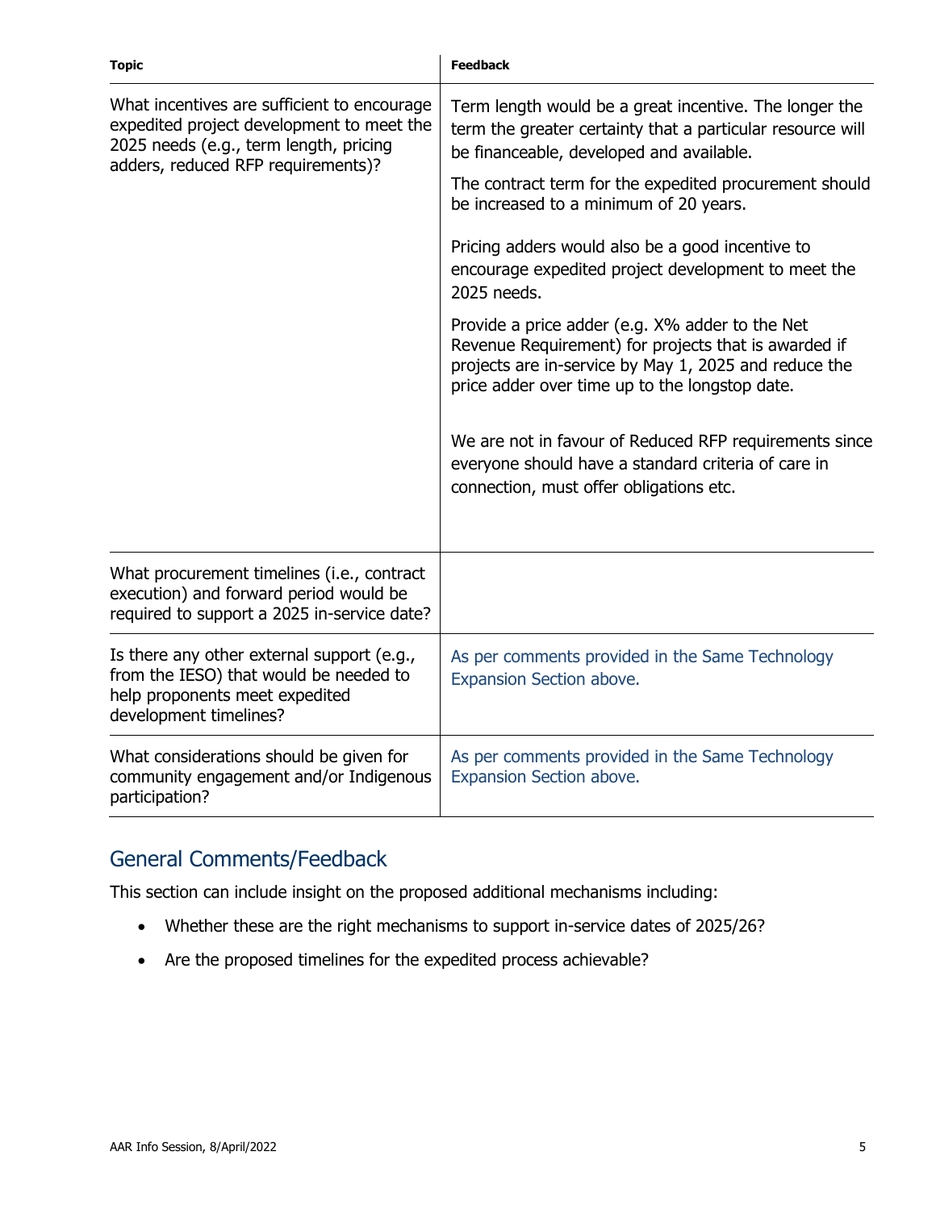| Topic | Feedback |
|---|---|
| What incentives are sufficient to encourage expedited project development to meet the 2025 needs (e.g., term length, pricing adders, reduced RFP requirements)? | Term length would be a great incentive. The longer the term the greater certainty that a particular resource will be financeable, developed and available.<br><br>The contract term for the expedited procurement should be increased to a minimum of 20 years.<br><br>Pricing adders would also be a good incentive to encourage expedited project development to meet the 2025 needs.<br><br>Provide a price adder (e.g. X% adder to the Net Revenue Requirement) for projects that is awarded if projects are in-service by May 1, 2025 and reduce the price adder over time up to the longstop date.<br><br>We are not in favour of Reduced RFP requirements since everyone should have a standard criteria of care in connection, must offer obligations etc. |
| What procurement timelines (i.e., contract execution) and forward period would be required to support a 2025 in-service date? | |
| Is there any other external support (e.g., from the IESO) that would be needed to help proponents meet expedited development timelines? | As per comments provided in the Same Technology Expansion Section above. |
| What considerations should be given for community engagement and/or Indigenous participation? | As per comments provided in the Same Technology Expansion Section above. |

## General Comments/Feedback

This section can include insight on the proposed additional mechanisms including:

- Whether these are the right mechanisms to support in-service dates of 2025/26?
- Are the proposed timelines for the expedited process achievable?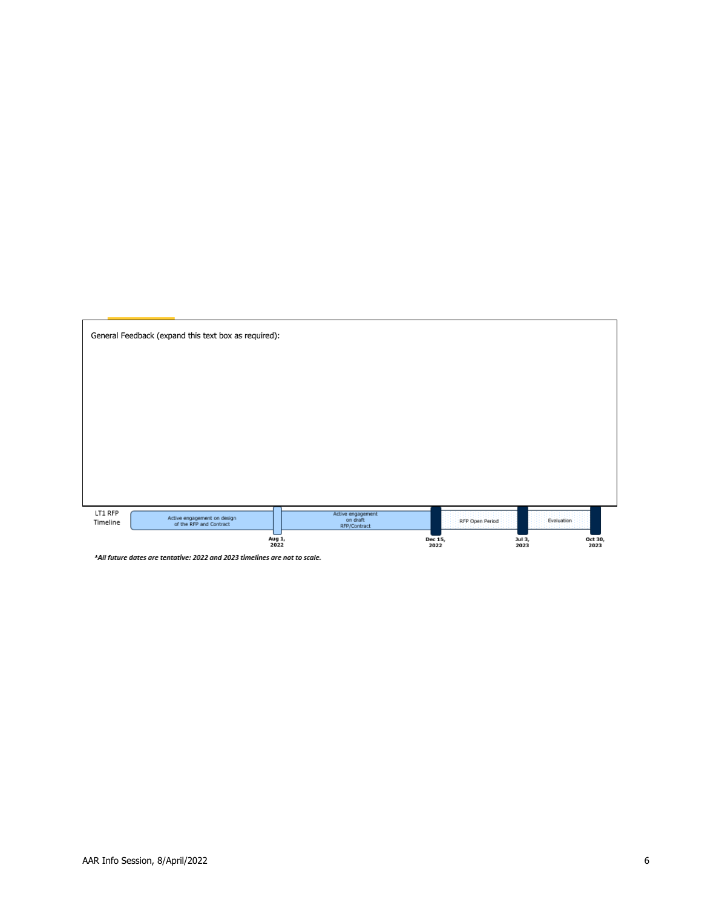General Feedback (expand this text box as required):

LT1 RFP Timeline

Active engagement on design of the RFP and Contract

Aug 1, 2022

Active engagement on draft RFP/Contract

Dec 15, 2022

RFP Open Period

Jul 3, 2023

Evaluation

Oct 30, 2023

***All future dates are tentative: 2022 and 2023 timelines are not to scale.***